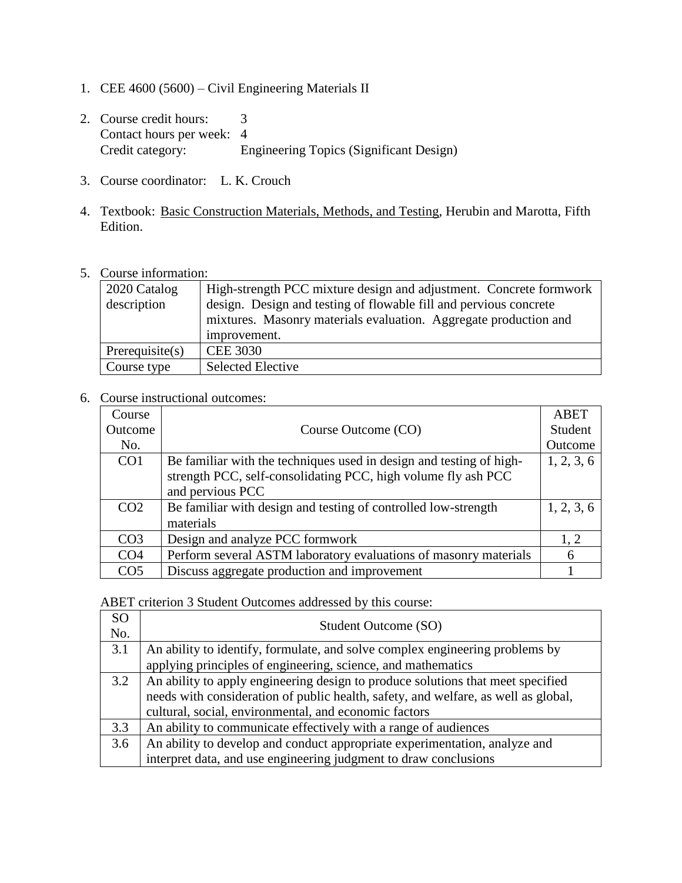1. CEE 4600 (5600) – Civil Engineering Materials II

2. Course credit hours: 3
   Contact hours per week: 4
   Credit category: Engineering Topics (Significant Design)

3. Course coordinator: L. K. Crouch

4. Textbook: Basic Construction Materials, Methods, and Testing, Herubin and Marotta, Fifth Edition.

5. Course information:

| 2020 Catalog description | High-strength PCC mixture design and adjustment. Concrete formwork design. Design and testing of flowable fill and pervious concrete mixtures. Masonry materials evaluation. Aggregate production and improvement. |
|---|---|
| Prerequisite(s) | CEE 3030 |
| Course type | Selected Elective |

6. Course instructional outcomes:

| Course Outcome No. | Course Outcome (CO) | ABET Student Outcome |
|---|---|---|
| CO1 | Be familiar with the techniques used in design and testing of high-strength PCC, self-consolidating PCC, high volume fly ash PCC and pervious PCC | 1, 2, 3, 6 |
| CO2 | Be familiar with design and testing of controlled low-strength materials | 1, 2, 3, 6 |
| CO3 | Design and analyze PCC formwork | 1, 2 |
| CO4 | Perform several ASTM laboratory evaluations of masonry materials | 6 |
| CO5 | Discuss aggregate production and improvement | 1 |

ABET criterion 3 Student Outcomes addressed by this course:

| SO No. | Student Outcome (SO) |
|---|---|
| 3.1 | An ability to identify, formulate, and solve complex engineering problems by applying principles of engineering, science, and mathematics |
| 3.2 | An ability to apply engineering design to produce solutions that meet specified needs with consideration of public health, safety, and welfare, as well as global, cultural, social, environmental, and economic factors |
| 3.3 | An ability to communicate effectively with a range of audiences |
| 3.6 | An ability to develop and conduct appropriate experimentation, analyze and interpret data, and use engineering judgment to draw conclusions |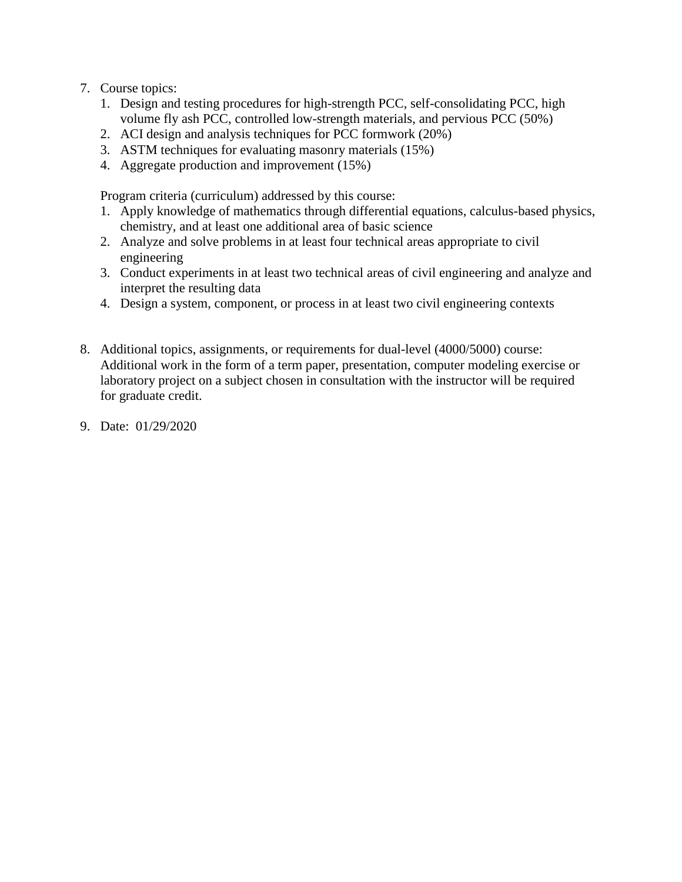7. Course topics:
    1. Design and testing procedures for high-strength PCC, self-consolidating PCC, high volume fly ash PCC, controlled low-strength materials, and pervious PCC (50%)
    2. ACI design and analysis techniques for PCC formwork (20%)
    3. ASTM techniques for evaluating masonry materials (15%)
    4. Aggregate production and improvement (15%)

    Program criteria (curriculum) addressed by this course:
    1. Apply knowledge of mathematics through differential equations, calculus-based physics, chemistry, and at least one additional area of basic science
    2. Analyze and solve problems in at least four technical areas appropriate to civil engineering
    3. Conduct experiments in at least two technical areas of civil engineering and analyze and interpret the resulting data
    4. Design a system, component, or process in at least two civil engineering contexts

8. Additional topics, assignments, or requirements for dual-level (4000/5000) course: Additional work in the form of a term paper, presentation, computer modeling exercise or laboratory project on a subject chosen in consultation with the instructor will be required for graduate credit.

9. Date: 01/29/2020